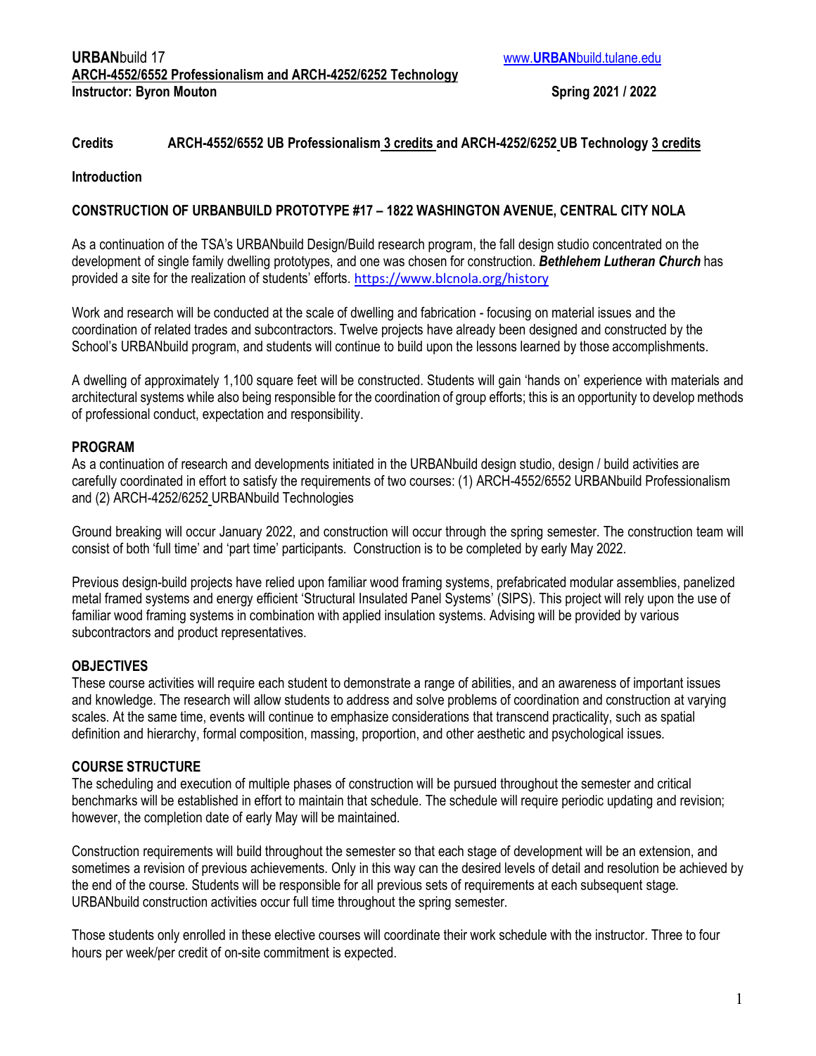**URBANbuild 17** www.**URBAN**build.tulane.edu
**ARCH-4552/6552 Professionalism and ARCH-4252/6252 Technology**
**Instructor: Byron Mouton** **Spring 2021 / 2022**

**Credits** **ARCH-4552/6552 UB Professionalism 3 credits and ARCH-4252/6252 UB Technology 3 credits**

**Introduction**

**CONSTRUCTION OF URBANBUILD PROTOTYPE #17 – 1822 WASHINGTON AVENUE, CENTRAL CITY NOLA**

As a continuation of the TSA's URBANbuild Design/Build research program, the fall design studio concentrated on the development of single family dwelling prototypes, and one was chosen for construction. ***Bethlehem Lutheran Church*** has provided a site for the realization of students' efforts. https://www.blcnola.org/history

Work and research will be conducted at the scale of dwelling and fabrication - focusing on material issues and the coordination of related trades and subcontractors. Twelve projects have already been designed and constructed by the School's URBANbuild program, and students will continue to build upon the lessons learned by those accomplishments.

A dwelling of approximately 1,100 square feet will be constructed. Students will gain 'hands on' experience with materials and architectural systems while also being responsible for the coordination of group efforts; this is an opportunity to develop methods of professional conduct, expectation and responsibility.

## PROGRAM

As a continuation of research and developments initiated in the URBANbuild design studio, design / build activities are carefully coordinated in effort to satisfy the requirements of two courses: (1) ARCH-4552/6552 URBANbuild Professionalism and (2) ARCH-4252/6252 URBANbuild Technologies

Ground breaking will occur January 2022, and construction will occur through the spring semester. The construction team will consist of both 'full time' and 'part time' participants. Construction is to be completed by early May 2022.

Previous design-build projects have relied upon familiar wood framing systems, prefabricated modular assemblies, panelized metal framed systems and energy efficient 'Structural Insulated Panel Systems' (SIPS). This project will rely upon the use of familiar wood framing systems in combination with applied insulation systems. Advising will be provided by various subcontractors and product representatives.

## OBJECTIVES

These course activities will require each student to demonstrate a range of abilities, and an awareness of important issues and knowledge. The research will allow students to address and solve problems of coordination and construction at varying scales. At the same time, events will continue to emphasize considerations that transcend practicality, such as spatial definition and hierarchy, formal composition, massing, proportion, and other aesthetic and psychological issues.

## COURSE STRUCTURE

The scheduling and execution of multiple phases of construction will be pursued throughout the semester and critical benchmarks will be established in effort to maintain that schedule. The schedule will require periodic updating and revision; however, the completion date of early May will be maintained.

Construction requirements will build throughout the semester so that each stage of development will be an extension, and sometimes a revision of previous achievements. Only in this way can the desired levels of detail and resolution be achieved by the end of the course. Students will be responsible for all previous sets of requirements at each subsequent stage. URBANbuild construction activities occur full time throughout the spring semester.

Those students only enrolled in these elective courses will coordinate their work schedule with the instructor. Three to four hours per week/per credit of on-site commitment is expected.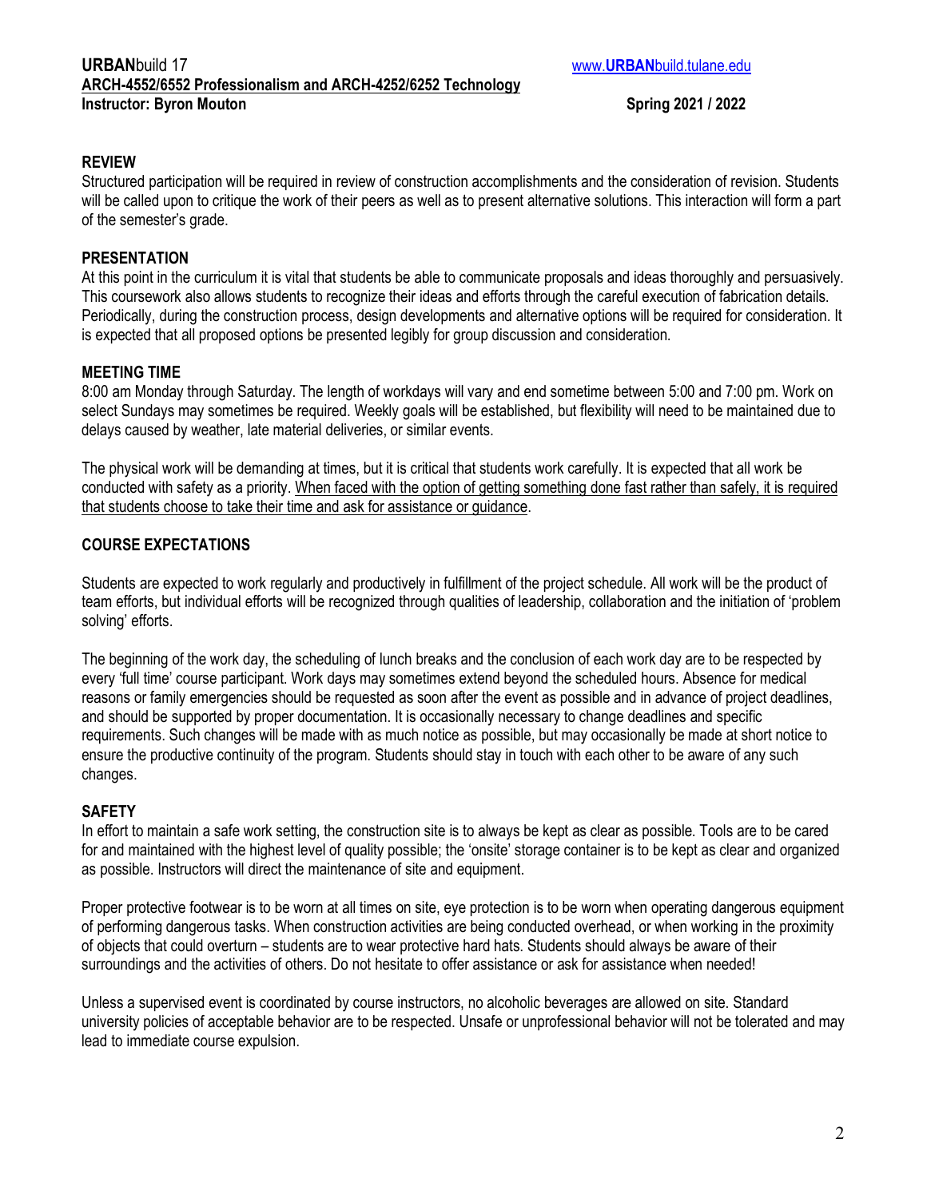## REVIEW

Structured participation will be required in review of construction accomplishments and the consideration of revision. Students will be called upon to critique the work of their peers as well as to present alternative solutions. This interaction will form a part of the semester's grade.

## PRESENTATION

At this point in the curriculum it is vital that students be able to communicate proposals and ideas thoroughly and persuasively. This coursework also allows students to recognize their ideas and efforts through the careful execution of fabrication details. Periodically, during the construction process, design developments and alternative options will be required for consideration. It is expected that all proposed options be presented legibly for group discussion and consideration.

## MEETING TIME

8:00 am Monday through Saturday. The length of workdays will vary and end sometime between 5:00 and 7:00 pm. Work on select Sundays may sometimes be required. Weekly goals will be established, but flexibility will need to be maintained due to delays caused by weather, late material deliveries, or similar events.

The physical work will be demanding at times, but it is critical that students work carefully. It is expected that all work be conducted with safety as a priority. When faced with the option of getting something done fast rather than safely, it is required that students choose to take their time and ask for assistance or guidance.

## COURSE EXPECTATIONS

Students are expected to work regularly and productively in fulfillment of the project schedule. All work will be the product of team efforts, but individual efforts will be recognized through qualities of leadership, collaboration and the initiation of 'problem solving' efforts.

The beginning of the work day, the scheduling of lunch breaks and the conclusion of each work day are to be respected by every 'full time' course participant. Work days may sometimes extend beyond the scheduled hours. Absence for medical reasons or family emergencies should be requested as soon after the event as possible and in advance of project deadlines, and should be supported by proper documentation. It is occasionally necessary to change deadlines and specific requirements. Such changes will be made with as much notice as possible, but may occasionally be made at short notice to ensure the productive continuity of the program. Students should stay in touch with each other to be aware of any such changes.

## SAFETY

In effort to maintain a safe work setting, the construction site is to always be kept as clear as possible. Tools are to be cared for and maintained with the highest level of quality possible; the 'onsite' storage container is to be kept as clear and organized as possible. Instructors will direct the maintenance of site and equipment.

Proper protective footwear is to be worn at all times on site, eye protection is to be worn when operating dangerous equipment of performing dangerous tasks. When construction activities are being conducted overhead, or when working in the proximity of objects that could overturn – students are to wear protective hard hats. Students should always be aware of their surroundings and the activities of others. Do not hesitate to offer assistance or ask for assistance when needed!

Unless a supervised event is coordinated by course instructors, no alcoholic beverages are allowed on site. Standard university policies of acceptable behavior are to be respected. Unsafe or unprofessional behavior will not be tolerated and may lead to immediate course expulsion.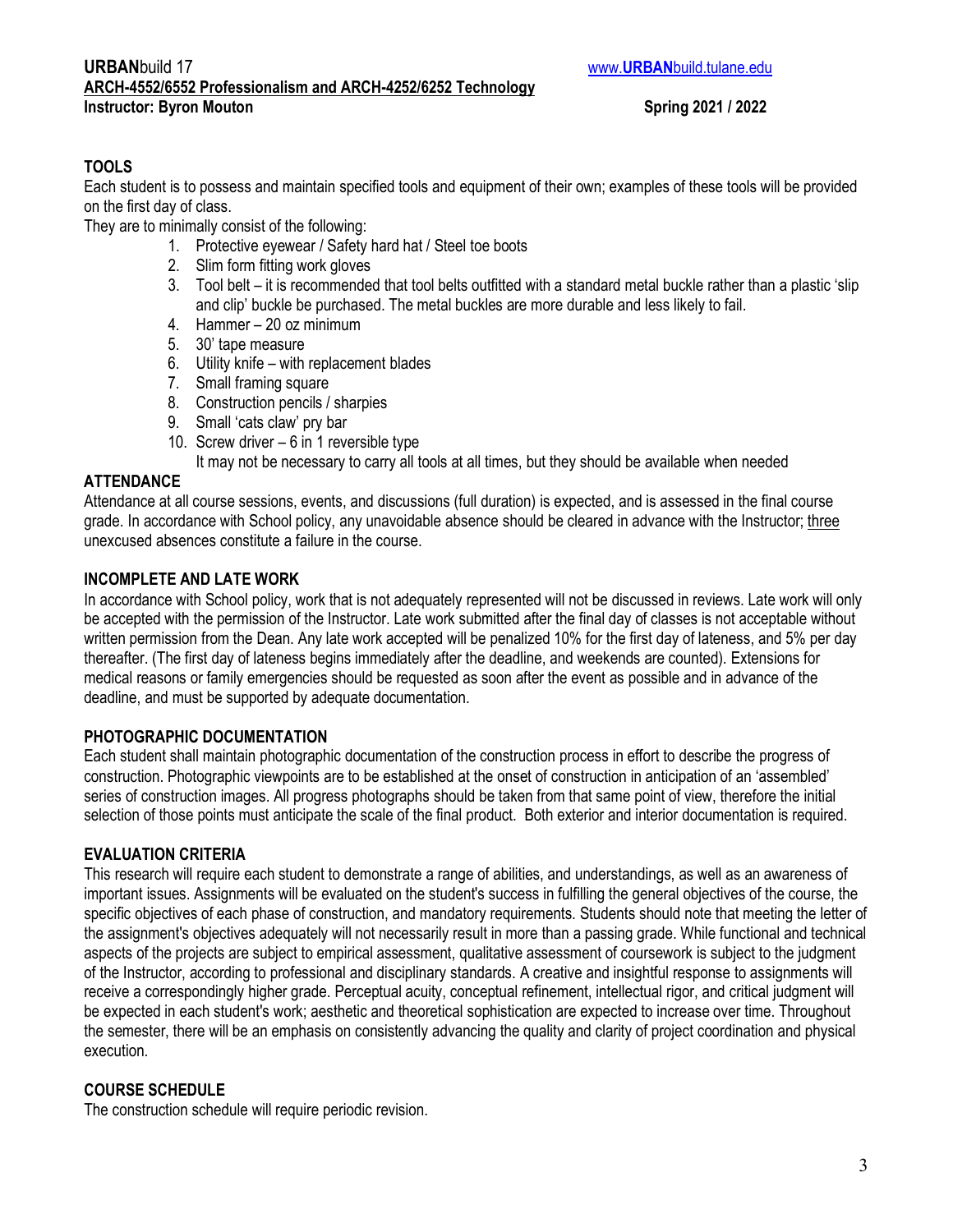## TOOLS

Each student is to possess and maintain specified tools and equipment of their own; examples of these tools will be provided on the first day of class.

They are to minimally consist of the following:

1. Protective eyewear / Safety hard hat / Steel toe boots
2. Slim form fitting work gloves
3. Tool belt – it is recommended that tool belts outfitted with a standard metal buckle rather than a plastic 'slip and clip' buckle be purchased. The metal buckles are more durable and less likely to fail.
4. Hammer – 20 oz minimum
5. 30' tape measure
6. Utility knife – with replacement blades
7. Small framing square
8. Construction pencils / sharpies
9. Small 'cats claw' pry bar
10. Screw driver – 6 in 1 reversible type

It may not be necessary to carry all tools at all times, but they should be available when needed

## ATTENDANCE

Attendance at all course sessions, events, and discussions (full duration) is expected, and is assessed in the final course grade. In accordance with School policy, any unavoidable absence should be cleared in advance with the Instructor; <u>three</u> unexcused absences constitute a failure in the course.

## INCOMPLETE AND LATE WORK

In accordance with School policy, work that is not adequately represented will not be discussed in reviews. Late work will only be accepted with the permission of the Instructor. Late work submitted after the final day of classes is not acceptable without written permission from the Dean. Any late work accepted will be penalized 10% for the first day of lateness, and 5% per day thereafter. (The first day of lateness begins immediately after the deadline, and weekends are counted). Extensions for medical reasons or family emergencies should be requested as soon after the event as possible and in advance of the deadline, and must be supported by adequate documentation.

## PHOTOGRAPHIC DOCUMENTATION

Each student shall maintain photographic documentation of the construction process in effort to describe the progress of construction. Photographic viewpoints are to be established at the onset of construction in anticipation of an 'assembled' series of construction images. All progress photographs should be taken from that same point of view, therefore the initial selection of those points must anticipate the scale of the final product. Both exterior and interior documentation is required.

## EVALUATION CRITERIA

This research will require each student to demonstrate a range of abilities, and understandings, as well as an awareness of important issues. Assignments will be evaluated on the student's success in fulfilling the general objectives of the course, the specific objectives of each phase of construction, and mandatory requirements. Students should note that meeting the letter of the assignment's objectives adequately will not necessarily result in more than a passing grade. While functional and technical aspects of the projects are subject to empirical assessment, qualitative assessment of coursework is subject to the judgment of the Instructor, according to professional and disciplinary standards. A creative and insightful response to assignments will receive a correspondingly higher grade. Perceptual acuity, conceptual refinement, intellectual rigor, and critical judgment will be expected in each student's work; aesthetic and theoretical sophistication are expected to increase over time. Throughout the semester, there will be an emphasis on consistently advancing the quality and clarity of project coordination and physical execution.

## COURSE SCHEDULE

The construction schedule will require periodic revision.